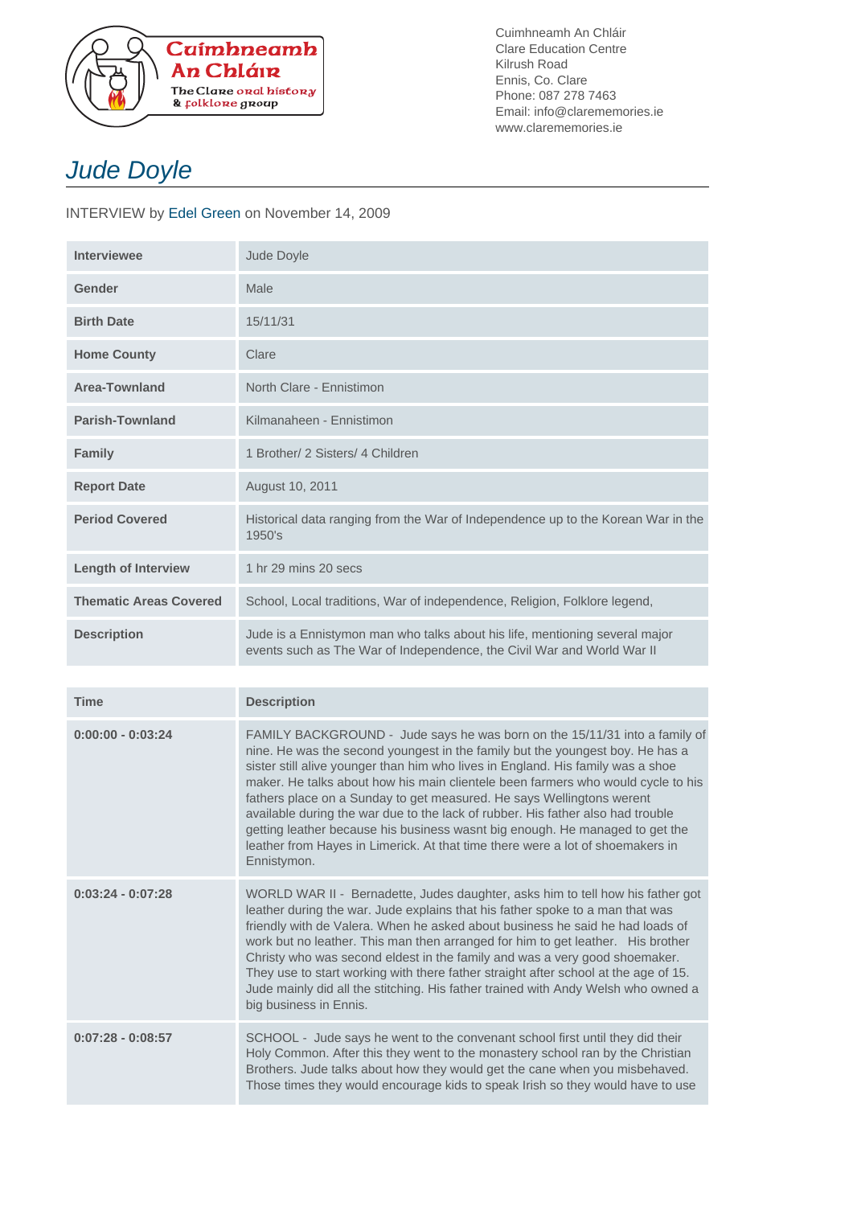Cuimhneamh An Chláir
The Clare oral history & folklore group

Cuimhneamh An Chláir
Clare Education Centre
Kilrush Road
Ennis, Co. Clare
Phone: 087 278 7463
Email: info@clarememories.ie
www.clarememories.ie

# Jude Doyle

INTERVIEW by Edel Green on November 14, 2009

| | |
|---|---|
| **Interviewee** | Jude Doyle |
| **Gender** | Male |
| **Birth Date** | 15/11/31 |
| **Home County** | Clare |
| **Area-Townland** | North Clare - Ennistimon |
| **Parish-Townland** | Kilmanaheen - Ennistimon |
| **Family** | 1 Brother/ 2 Sisters/ 4 Children |
| **Report Date** | August 10, 2011 |
| **Period Covered** | Historical data ranging from the War of Independence up to the Korean War in the 1950's |
| **Length of Interview** | 1 hr 29 mins 20 secs |
| **Thematic Areas Covered** | School, Local traditions, War of independence, Religion, Folklore legend, |
| **Description** | Jude is a Ennistymon man who talks about his life, mentioning several major events such as The War of Independence, the Civil War and World War II |

| Time | Description |
|---|---|
| **0:00:00 - 0:03:24** | FAMILY BACKGROUND - Jude says he was born on the 15/11/31 into a family of nine. He was the second youngest in the family but the youngest boy. He has a sister still alive younger than him who lives in England. His family was a shoe maker. He talks about how his main clientele been farmers who would cycle to his fathers place on a Sunday to get measured. He says Wellingtons werent available during the war due to the lack of rubber. His father also had trouble getting leather because his business wasnt big enough. He managed to get the leather from Hayes in Limerick. At that time there were a lot of shoemakers in Ennistymon. |
| **0:03:24 - 0:07:28** | WORLD WAR II - Bernadette, Judes daughter, asks him to tell how his father got leather during the war. Jude explains that his father spoke to a man that was friendly with de Valera. When he asked about business he said he had loads of work but no leather. This man then arranged for him to get leather. His brother Christy who was second eldest in the family and was a very good shoemaker. They use to start working with there father straight after school at the age of 15. Jude mainly did all the stitching. His father trained with Andy Welsh who owned a big business in Ennis. |
| **0:07:28 - 0:08:57** | SCHOOL - Jude says he went to the convenant school first until they did their Holy Common. After this they went to the monastery school ran by the Christian Brothers. Jude talks about how they would get the cane when you misbehaved. Those times they would encourage kids to speak Irish so they would have to use |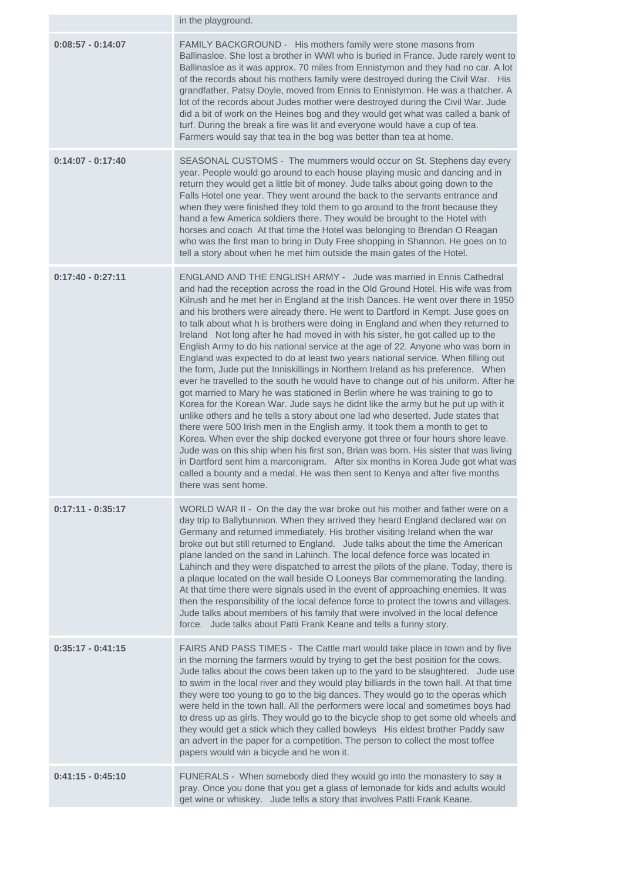| | |
|---|---|
| | in the playground. |
| **0:08:57 - 0:14:07** | FAMILY BACKGROUND - His mothers family were stone masons from Ballinasloe. She lost a brother in WWI who is buried in France. Jude rarely went to Ballinasloe as it was approx. 70 miles from Ennistymon and they had no car. A lot of the records about his mothers family were destroyed during the Civil War. His grandfather, Patsy Doyle, moved from Ennis to Ennistymon. He was a thatcher. A lot of the records about Judes mother were destroyed during the Civil War. Jude did a bit of work on the Heines bog and they would get what was called a bank of turf. During the break a fire was lit and everyone would have a cup of tea. Farmers would say that tea in the bog was better than tea at home. |
| **0:14:07 - 0:17:40** | SEASONAL CUSTOMS - The mummers would occur on St. Stephens day every year. People would go around to each house playing music and dancing and in return they would get a little bit of money. Jude talks about going down to the Falls Hotel one year. They went around the back to the servants entrance and when they were finished they told them to go around to the front because they hand a few America soldiers there. They would be brought to the Hotel with horses and coach At that time the Hotel was belonging to Brendan O Reagan who was the first man to bring in Duty Free shopping in Shannon. He goes on to tell a story about when he met him outside the main gates of the Hotel. |
| **0:17:40 - 0:27:11** | ENGLAND AND THE ENGLISH ARMY - Jude was married in Ennis Cathedral and had the reception across the road in the Old Ground Hotel. His wife was from Kilrush and he met her in England at the Irish Dances. He went over there in 1950 and his brothers were already there. He went to Dartford in Kempt. Juse goes on to talk about what h is brothers were doing in England and when they returned to Ireland Not long after he had moved in with his sister, he got called up to the English Army to do his national service at the age of 22. Anyone who was born in England was expected to do at least two years national service. When filling out the form, Jude put the Inniskillings in Northern Ireland as his preference. When ever he travelled to the south he would have to change out of his uniform. After he got married to Mary he was stationed in Berlin where he was training to go to Korea for the Korean War. Jude says he didnt like the army but he put up with it unlike others and he tells a story about one lad who deserted. Jude states that there were 500 Irish men in the English army. It took them a month to get to Korea. When ever the ship docked everyone got three or four hours shore leave. Jude was on this ship when his first son, Brian was born. His sister that was living in Dartford sent him a marconigram. After six months in Korea Jude got what was called a bounty and a medal. He was then sent to Kenya and after five months there was sent home. |
| **0:17:11 - 0:35:17** | WORLD WAR II - On the day the war broke out his mother and father were on a day trip to Ballybunnion. When they arrived they heard England declared war on Germany and returned immediately. His brother visiting Ireland when the war broke out but still returned to England. Jude talks about the time the American plane landed on the sand in Lahinch. The local defence force was located in Lahinch and they were dispatched to arrest the pilots of the plane. Today, there is a plaque located on the wall beside O Looneys Bar commemorating the landing. At that time there were signals used in the event of approaching enemies. It was then the responsibility of the local defence force to protect the towns and villages. Jude talks about members of his family that were involved in the local defence force. Jude talks about Patti Frank Keane and tells a funny story. |
| **0:35:17 - 0:41:15** | FAIRS AND PASS TIMES - The Cattle mart would take place in town and by five in the morning the farmers would by trying to get the best position for the cows. Jude talks about the cows been taken up to the yard to be slaughtered. Jude use to swim in the local river and they would play billiards in the town hall. At that time they were too young to go to the big dances. They would go to the operas which were held in the town hall. All the performers were local and sometimes boys had to dress up as girls. They would go to the bicycle shop to get some old wheels and they would get a stick which they called bowleys His eldest brother Paddy saw an advert in the paper for a competition. The person to collect the most toffee papers would win a bicycle and he won it. |
| **0:41:15 - 0:45:10** | FUNERALS - When somebody died they would go into the monastery to say a pray. Once you done that you get a glass of lemonade for kids and adults would get wine or whiskey. Jude tells a story that involves Patti Frank Keane. |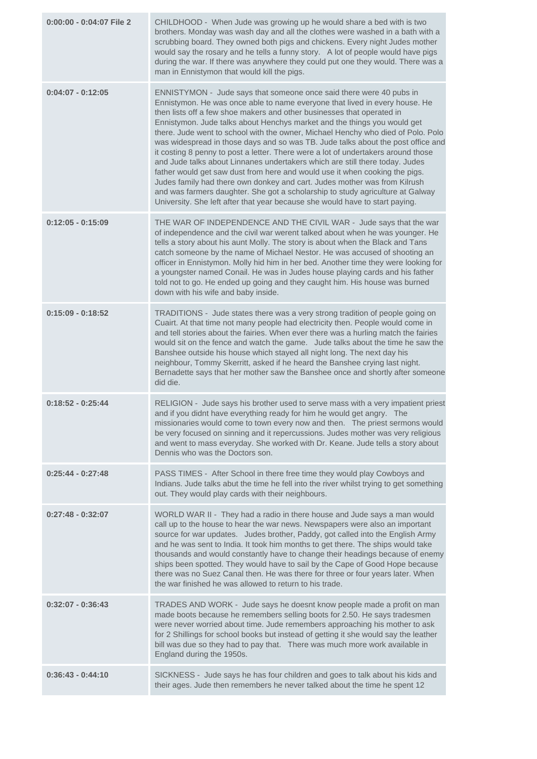| | |
|---|---|
| **0:00:00 - 0:04:07 File 2** | CHILDHOOD - When Jude was growing up he would share a bed with is two brothers. Monday was wash day and all the clothes were washed in a bath with a scrubbing board. They owned both pigs and chickens. Every night Judes mother would say the rosary and he tells a funny story. A lot of people would have pigs during the war. If there was anywhere they could put one they would. There was a man in Ennistymon that would kill the pigs. |
| **0:04:07 - 0:12:05** | ENNISTYMON - Jude says that someone once said there were 40 pubs in Ennistymon. He was once able to name everyone that lived in every house. He then lists off a few shoe makers and other businesses that operated in Ennistymon. Jude talks about Henchys market and the things you would get there. Jude went to school with the owner, Michael Henchy who died of Polo. Polo was widespread in those days and so was TB. Jude talks about the post office and it costing 8 penny to post a letter. There were a lot of undertakers around those and Jude talks about Linnanes undertakers which are still there today. Judes father would get saw dust from here and would use it when cooking the pigs. Judes family had there own donkey and cart. Judes mother was from Kilrush and was farmers daughter. She got a scholarship to study agriculture at Galway University. She left after that year because she would have to start paying. |
| **0:12:05 - 0:15:09** | THE WAR OF INDEPENDENCE AND THE CIVIL WAR - Jude says that the war of independence and the civil war werent talked about when he was younger. He tells a story about his aunt Molly. The story is about when the Black and Tans catch someone by the name of Michael Nestor. He was accused of shooting an officer in Ennistymon. Molly hid him in her bed. Another time they were looking for a youngster named Conail. He was in Judes house playing cards and his father told not to go. He ended up going and they caught him. His house was burned down with his wife and baby inside. |
| **0:15:09 - 0:18:52** | TRADITIONS - Jude states there was a very strong tradition of people going on Cuairt. At that time not many people had electricity then. People would come in and tell stories about the fairies. When ever there was a hurling match the fairies would sit on the fence and watch the game. Jude talks about the time he saw the Banshee outside his house which stayed all night long. The next day his neighbour, Tommy Skerritt, asked if he heard the Banshee crying last night. Bernadette says that her mother saw the Banshee once and shortly after someone did die. |
| **0:18:52 - 0:25:44** | RELIGION - Jude says his brother used to serve mass with a very impatient priest and if you didnt have everything ready for him he would get angry. The missionaries would come to town every now and then. The priest sermons would be very focused on sinning and it repercussions. Judes mother was very religious and went to mass everyday. She worked with Dr. Keane. Jude tells a story about Dennis who was the Doctors son. |
| **0:25:44 - 0:27:48** | PASS TIMES - After School in there free time they would play Cowboys and Indians. Jude talks abut the time he fell into the river whilst trying to get something out. They would play cards with their neighbours. |
| **0:27:48 - 0:32:07** | WORLD WAR II - They had a radio in there house and Jude says a man would call up to the house to hear the war news. Newspapers were also an important source for war updates. Judes brother, Paddy, got called into the English Army and he was sent to India. It took him months to get there. The ships would take thousands and would constantly have to change their headings because of enemy ships been spotted. They would have to sail by the Cape of Good Hope because there was no Suez Canal then. He was there for three or four years later. When the war finished he was allowed to return to his trade. |
| **0:32:07 - 0:36:43** | TRADES AND WORK - Jude says he doesnt know people made a profit on man made boots because he remembers selling boots for 2.50. He says tradesmen were never worried about time. Jude remembers approaching his mother to ask for 2 Shillings for school books but instead of getting it she would say the leather bill was due so they had to pay that. There was much more work available in England during the 1950s. |
| **0:36:43 - 0:44:10** | SICKNESS - Jude says he has four children and goes to talk about his kids and their ages. Jude then remembers he never talked about the time he spent 12 |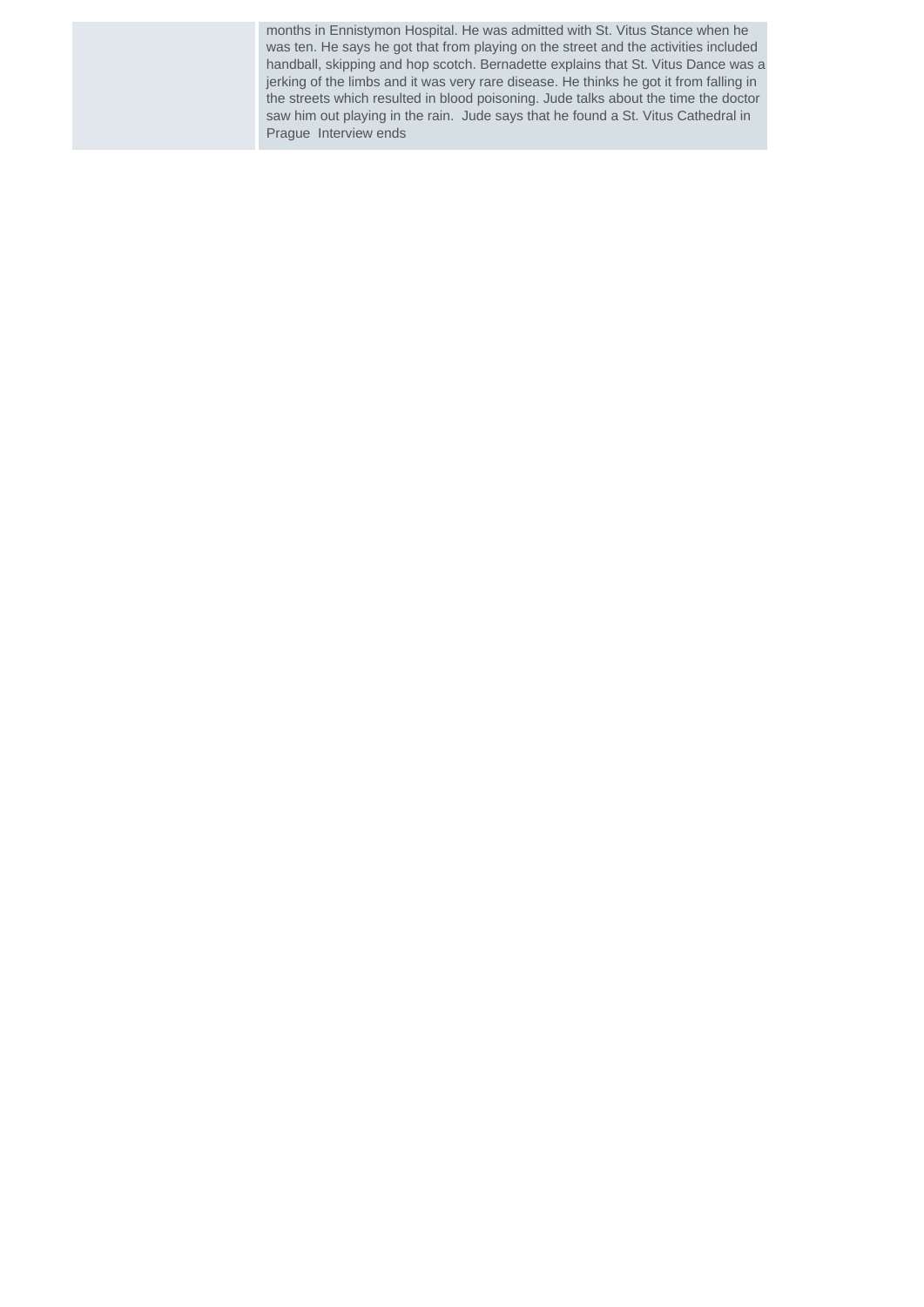| | |
|---|---|
| | months in Ennistymon Hospital. He was admitted with St. Vitus Stance when he was ten. He says he got that from playing on the street and the activities included handball, skipping and hop scotch. Bernadette explains that St. Vitus Dance was a jerking of the limbs and it was very rare disease. He thinks he got it from falling in the streets which resulted in blood poisoning. Jude talks about the time the doctor saw him out playing in the rain. Jude says that he found a St. Vitus Cathedral in Prague Interview ends |